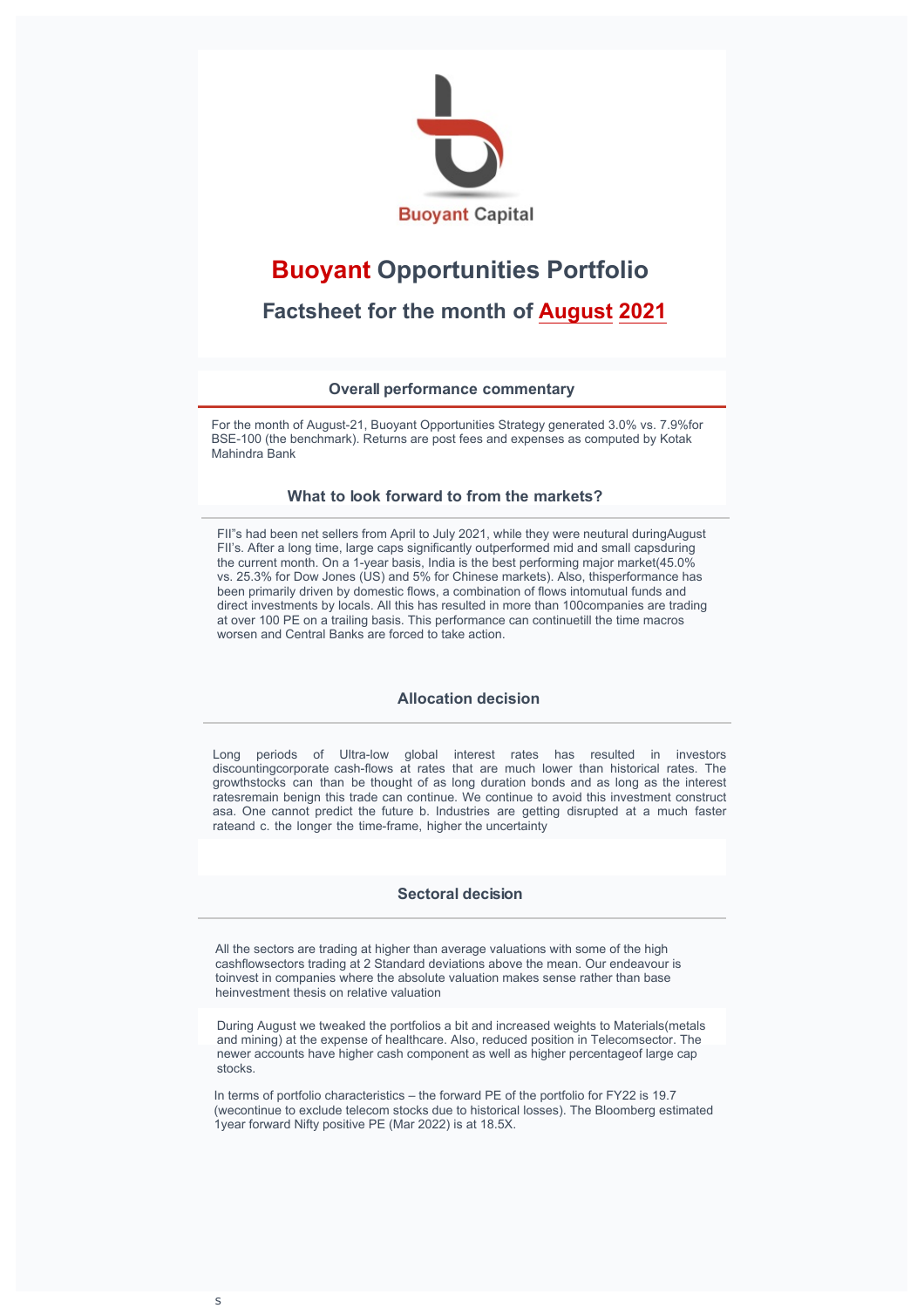Buoyant Capital

# Buoyant Opportunities Portfolio

## Factsheet for the month of August 2021

### Overall performance commentary

For the month of August-21, Buoyant Opportunities Strategy generated 3.0% vs. 7.9%for BSE-100 (the benchmark). Returns are post fees and expenses as computed by Kotak Mahindra Bank

### What to look forward to from the markets?

FII"s had been net sellers from April to July 2021, while they were neutral duringAugust FII's. After a long time, large caps significantly outperformed mid and small capsduring the current month. On a 1-year basis, India is the best performing major market(45.0% vs. 25.3% for Dow Jones (US) and 5% for Chinese markets). Also, thisperformance has been primarily driven by domestic flows, a combination of flows intomutual funds and direct investments by locals. All this has resulted in more than 100companies are trading at over 100 PE on a trailing basis. This performance can continuetill the time macros worsen and Central Banks are forced to take action.

### Allocation decision

Long periods of Ultra-low global interest rates has resulted in investors discountingcorporate cash-flows at rates that are much lower than historical rates. The growthstocks can than be thought of as long duration bonds and as long as the interest ratesremain benign this trade can continue. We continue to avoid this investment construct asa. One cannot predict the future b. Industries are getting disrupted at a much faster rateand c. the longer the time-frame, higher the uncertainty

### Sectoral decision

All the sectors are trading at higher than average valuations with some of the high cashflowsectors trading at 2 Standard deviations above the mean. Our endeavour is toinvest in companies where the absolute valuation makes sense rather than base heinvestment thesis on relative valuation

During August we tweaked the portfolios a bit and increased weights to Materials(metals and mining) at the expense of healthcare. Also, reduced position in Telecomsector. The newer accounts have higher cash component as well as higher percentageof large cap stocks.

In terms of portfolio characteristics – the forward PE of the portfolio for FY22 is 19.7 (wecontinue to exclude telecom stocks due to historical losses). The Bloomberg estimated 1year forward Nifty positive PE (Mar 2022) is at 18.5X.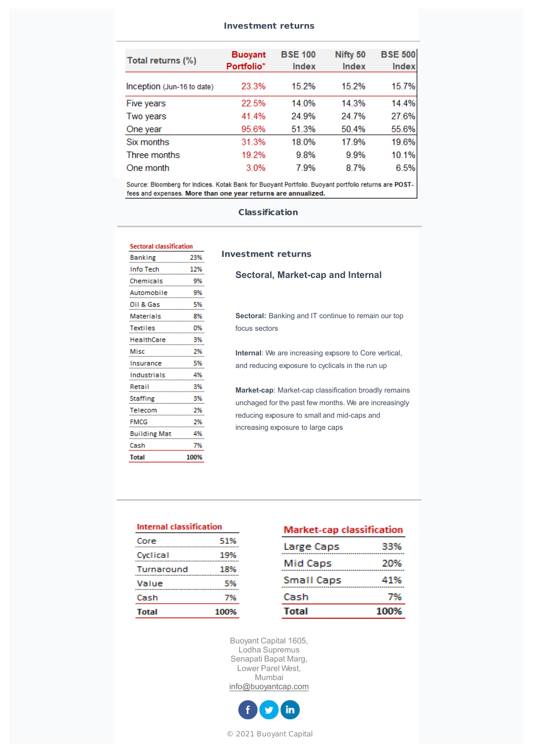## Investment returns

| Total returns (%) | Buoyant Portfolio* | BSE 100 Index | Nifty 50 Index | BSE 500 Index |
|---|---|---|---|---|
| Inception (Jun-16 to date) | 23.3% | 15.2% | 15.2% | 15.7% |
| Five years | 22.5% | 14.0% | 14.3% | 14.4% |
| Two years | 41.4% | 24.9% | 24.7% | 27.6% |
| One year | 95.6% | 51.3% | 50.4% | 55.6% |
| Six months | 31.3% | 18.0% | 17.9% | 19.6% |
| Three months | 19.2% | 9.8% | 9.9% | 10.1% |
| One month | 3.0% | 7.9% | 8.7% | 6.5% |

Source: Bloomberg for Indices. Kotak Bank for Buoyant Portfolio. Buoyant portfolio returns are POST-fees and expenses. **More than one year returns are annualized.**

## Classification

| Sectoral classification | |
|---|---|
| Banking | 23% |
| Info Tech | 12% |
| Chemicals | 9% |
| Automobile | 9% |
| Oil & Gas | 5% |
| Materials | 8% |
| Textiles | 0% |
| HealthCare | 3% |
| Misc | 2% |
| Insurance | 5% |
| Industrials | 4% |
| Retail | 3% |
| Staffing | 3% |
| Telecom | 2% |
| FMCG | 2% |
| Building Mat | 4% |
| Cash | 7% |
| **Total** | **100%** |

### Investment returns

#### Sectoral, Market-cap and Internal

**Sectoral:** Banking and IT continue to remain our top focus sectors

**Internal**: We are increasing expsore to Core vertical, and reducing exposure to cyclicals in the run up

**Market-cap**: Market-cap classification broadly remains unchaged for the past few months. We are increasingly reducing exposure to small and mid-caps and increasing exposure to large caps

| Internal classification | |
|---|---|
| Core | 51% |
| Cyclical | 19% |
| Turnaround | 18% |
| Value | 5% |
| Cash | 7% |
| **Total** | **100%** |

| Market-cap classification | |
|---|---|
| Large Caps | 33% |
| Mid Caps | 20% |
| Small Caps | 41% |
| Cash | 7% |
| **Total** | **100%** |

Buoyant Capital 1605,
Lodha Supremus
Senapati Bapat Marg,
Lower Parel West,
Mumbai
info@buoyantcap.com

© 2021 Buoyant Capital